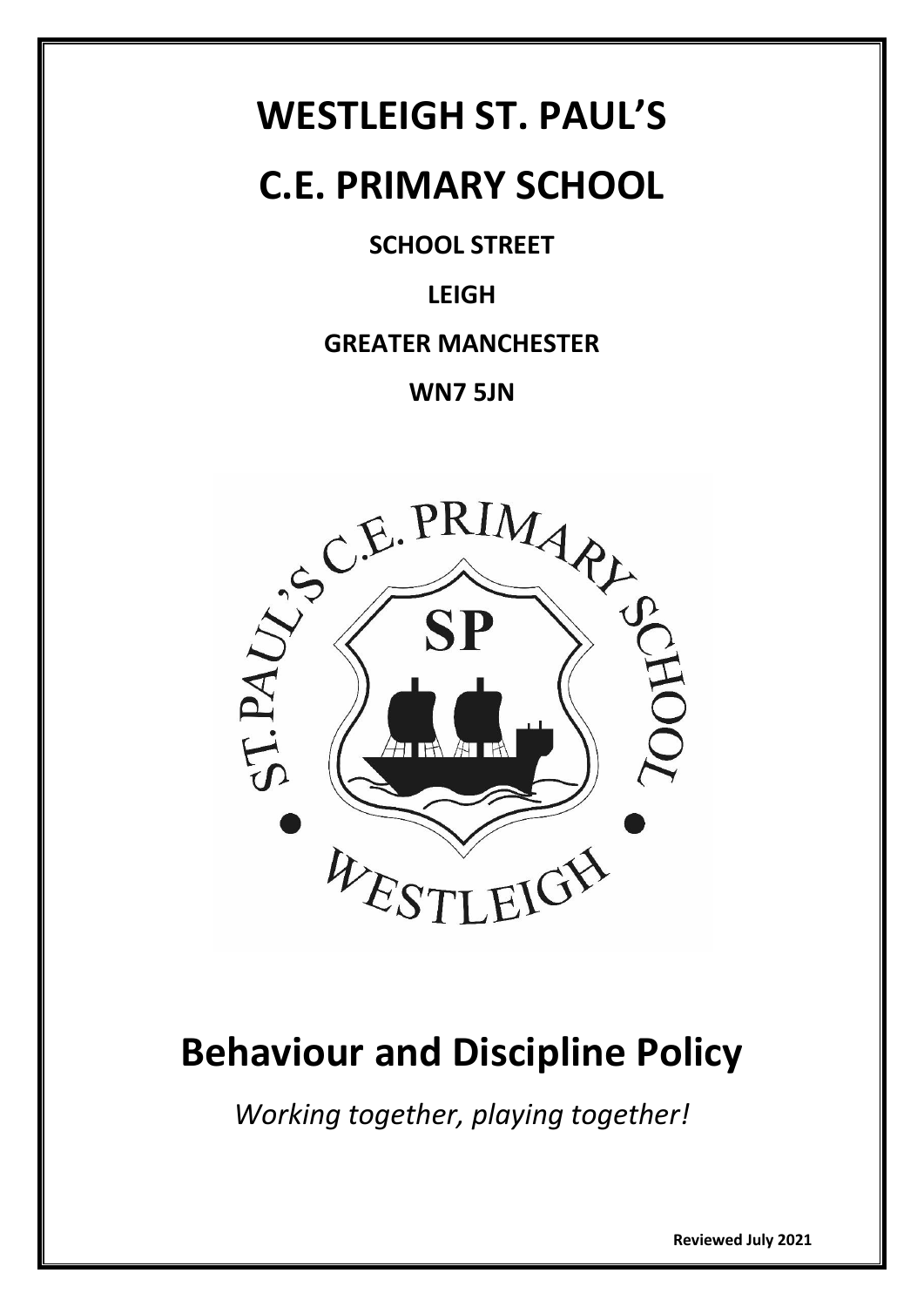# WESTLEIGH ST. PAUL'S

# C.E. PRIMARY SCHOOL

**SCHOOL STREET**

**LEIGH**

**GREATER MANCHESTER**

**WN7 5JN**

# Behaviour and Discipline Policy

*Working together, playing together!*

**Reviewed July 2021**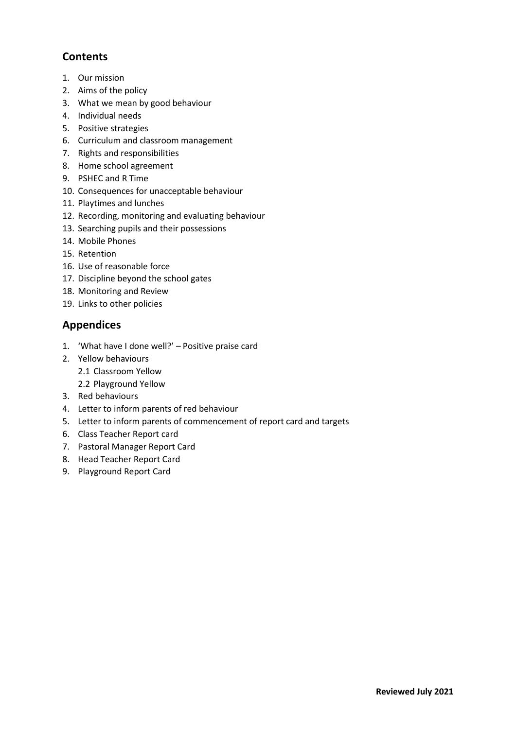## Contents

1. Our mission
2. Aims of the policy
3. What we mean by good behaviour
4. Individual needs
5. Positive strategies
6. Curriculum and classroom management
7. Rights and responsibilities
8. Home school agreement
9. PSHEC and R Time
10. Consequences for unacceptable behaviour
11. Playtimes and lunches
12. Recording, monitoring and evaluating behaviour
13. Searching pupils and their possessions
14. Mobile Phones
15. Retention
16. Use of reasonable force
17. Discipline beyond the school gates
18. Monitoring and Review
19. Links to other policies

## Appendices

1. 'What have I done well?' – Positive praise card
2. Yellow behaviours
   - 2.1 Classroom Yellow
   - 2.2 Playground Yellow
3. Red behaviours
4. Letter to inform parents of red behaviour
5. Letter to inform parents of commencement of report card and targets
6. Class Teacher Report card
7. Pastoral Manager Report Card
8. Head Teacher Report Card
9. Playground Report Card

**Reviewed July 2021**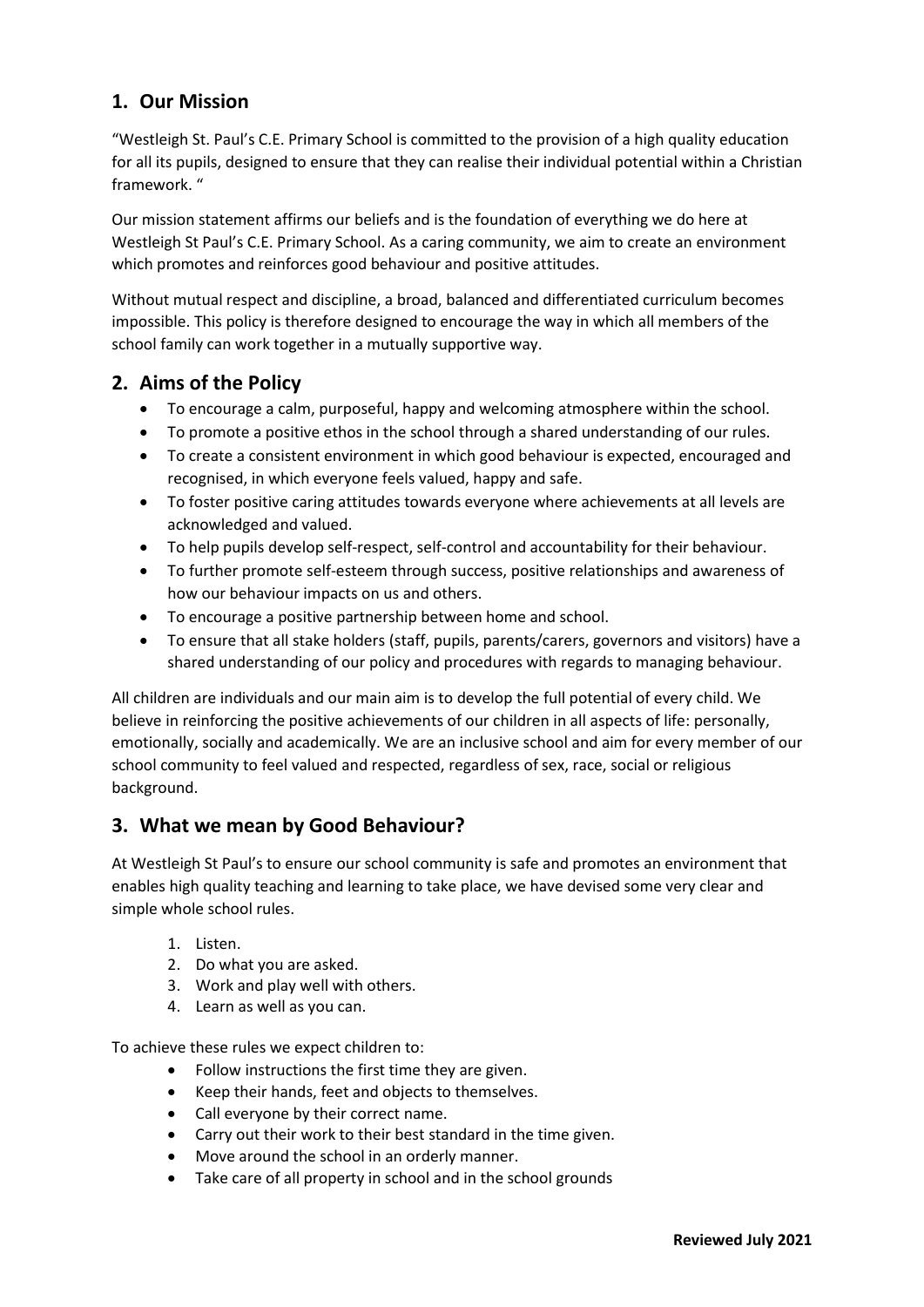## 1. Our Mission

"Westleigh St. Paul's C.E. Primary School is committed to the provision of a high quality education for all its pupils, designed to ensure that they can realise their individual potential within a Christian framework. "

Our mission statement affirms our beliefs and is the foundation of everything we do here at Westleigh St Paul's C.E. Primary School. As a caring community, we aim to create an environment which promotes and reinforces good behaviour and positive attitudes.

Without mutual respect and discipline, a broad, balanced and differentiated curriculum becomes impossible. This policy is therefore designed to encourage the way in which all members of the school family can work together in a mutually supportive way.

## 2. Aims of the Policy

- To encourage a calm, purposeful, happy and welcoming atmosphere within the school.
- To promote a positive ethos in the school through a shared understanding of our rules.
- To create a consistent environment in which good behaviour is expected, encouraged and recognised, in which everyone feels valued, happy and safe.
- To foster positive caring attitudes towards everyone where achievements at all levels are acknowledged and valued.
- To help pupils develop self-respect, self-control and accountability for their behaviour.
- To further promote self-esteem through success, positive relationships and awareness of how our behaviour impacts on us and others.
- To encourage a positive partnership between home and school.
- To ensure that all stake holders (staff, pupils, parents/carers, governors and visitors) have a shared understanding of our policy and procedures with regards to managing behaviour.

All children are individuals and our main aim is to develop the full potential of every child. We believe in reinforcing the positive achievements of our children in all aspects of life: personally, emotionally, socially and academically. We are an inclusive school and aim for every member of our school community to feel valued and respected, regardless of sex, race, social or religious background.

## 3. What we mean by Good Behaviour?

At Westleigh St Paul's to ensure our school community is safe and promotes an environment that enables high quality teaching and learning to take place, we have devised some very clear and simple whole school rules.

1. Listen.
2. Do what you are asked.
3. Work and play well with others.
4. Learn as well as you can.

To achieve these rules we expect children to:

- Follow instructions the first time they are given.
- Keep their hands, feet and objects to themselves.
- Call everyone by their correct name.
- Carry out their work to their best standard in the time given.
- Move around the school in an orderly manner.
- Take care of all property in school and in the school grounds

**Reviewed July 2021**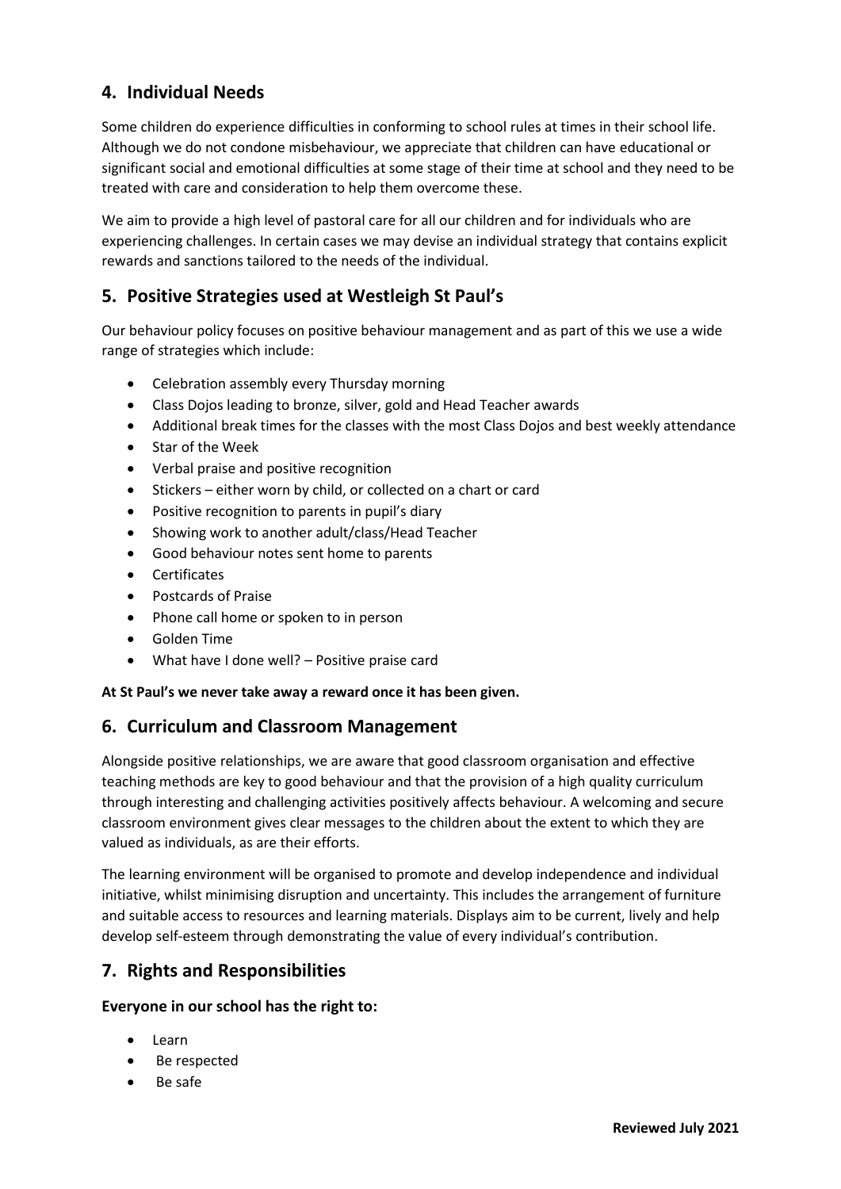## 4. Individual Needs

Some children do experience difficulties in conforming to school rules at times in their school life. Although we do not condone misbehaviour, we appreciate that children can have educational or significant social and emotional difficulties at some stage of their time at school and they need to be treated with care and consideration to help them overcome these.

We aim to provide a high level of pastoral care for all our children and for individuals who are experiencing challenges. In certain cases we may devise an individual strategy that contains explicit rewards and sanctions tailored to the needs of the individual.

## 5. Positive Strategies used at Westleigh St Paul's

Our behaviour policy focuses on positive behaviour management and as part of this we use a wide range of strategies which include:

- Celebration assembly every Thursday morning
- Class Dojos leading to bronze, silver, gold and Head Teacher awards
- Additional break times for the classes with the most Class Dojos and best weekly attendance
- Star of the Week
- Verbal praise and positive recognition
- Stickers – either worn by child, or collected on a chart or card
- Positive recognition to parents in pupil's diary
- Showing work to another adult/class/Head Teacher
- Good behaviour notes sent home to parents
- Certificates
- Postcards of Praise
- Phone call home or spoken to in person
- Golden Time
- What have I done well? – Positive praise card

**At St Paul's we never take away a reward once it has been given.**

## 6. Curriculum and Classroom Management

Alongside positive relationships, we are aware that good classroom organisation and effective teaching methods are key to good behaviour and that the provision of a high quality curriculum through interesting and challenging activities positively affects behaviour. A welcoming and secure classroom environment gives clear messages to the children about the extent to which they are valued as individuals, as are their efforts.

The learning environment will be organised to promote and develop independence and individual initiative, whilst minimising disruption and uncertainty. This includes the arrangement of furniture and suitable access to resources and learning materials. Displays aim to be current, lively and help develop self-esteem through demonstrating the value of every individual's contribution.

## 7. Rights and Responsibilities

### Everyone in our school has the right to:

- Learn
- Be respected
- Be safe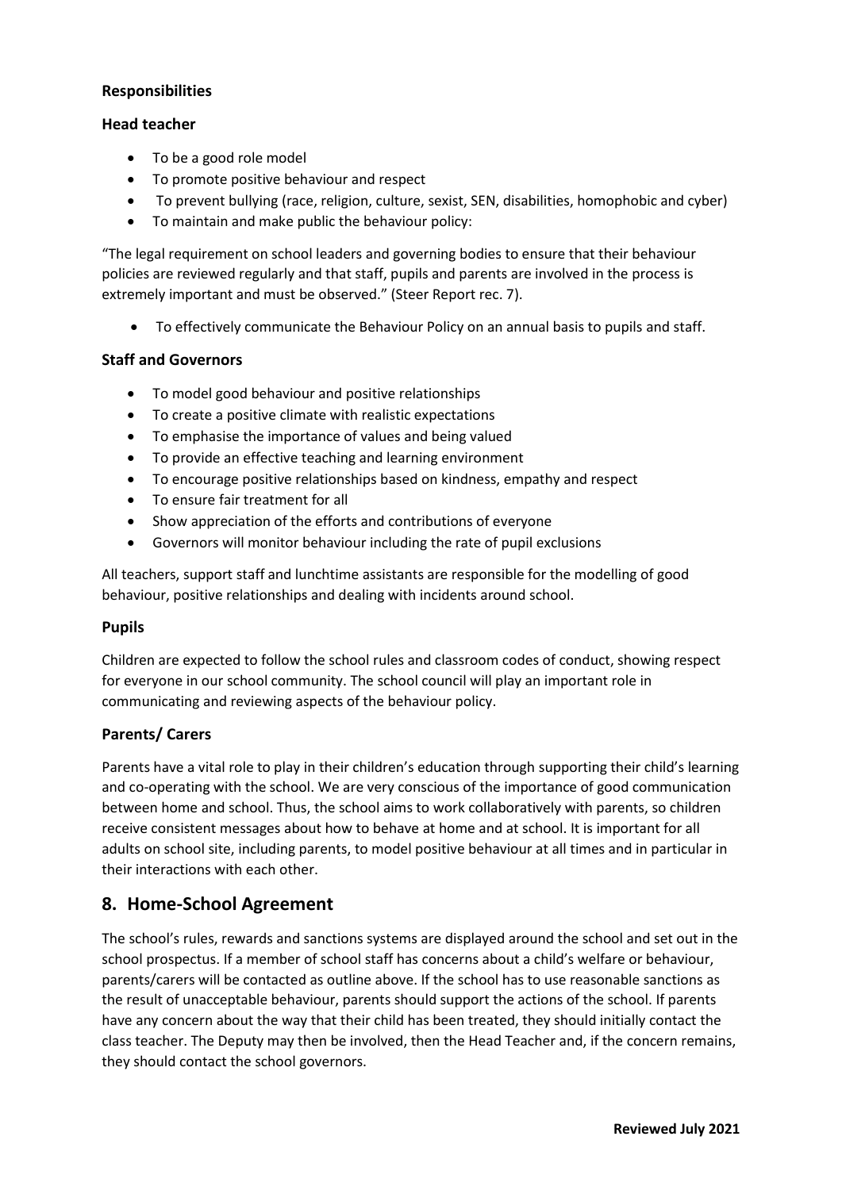**Responsibilities**

**Head teacher**

- To be a good role model
- To promote positive behaviour and respect
- To prevent bullying (race, religion, culture, sexist, SEN, disabilities, homophobic and cyber)
- To maintain and make public the behaviour policy:

"The legal requirement on school leaders and governing bodies to ensure that their behaviour policies are reviewed regularly and that staff, pupils and parents are involved in the process is extremely important and must be observed." (Steer Report rec. 7).

- To effectively communicate the Behaviour Policy on an annual basis to pupils and staff.

**Staff and Governors**

- To model good behaviour and positive relationships
- To create a positive climate with realistic expectations
- To emphasise the importance of values and being valued
- To provide an effective teaching and learning environment
- To encourage positive relationships based on kindness, empathy and respect
- To ensure fair treatment for all
- Show appreciation of the efforts and contributions of everyone
- Governors will monitor behaviour including the rate of pupil exclusions

All teachers, support staff and lunchtime assistants are responsible for the modelling of good behaviour, positive relationships and dealing with incidents around school.

**Pupils**

Children are expected to follow the school rules and classroom codes of conduct, showing respect for everyone in our school community. The school council will play an important role in communicating and reviewing aspects of the behaviour policy.

**Parents/ Carers**

Parents have a vital role to play in their children's education through supporting their child's learning and co-operating with the school. We are very conscious of the importance of good communication between home and school. Thus, the school aims to work collaboratively with parents, so children receive consistent messages about how to behave at home and at school. It is important for all adults on school site, including parents, to model positive behaviour at all times and in particular in their interactions with each other.

## 8. Home-School Agreement

The school's rules, rewards and sanctions systems are displayed around the school and set out in the school prospectus. If a member of school staff has concerns about a child's welfare or behaviour, parents/carers will be contacted as outline above. If the school has to use reasonable sanctions as the result of unacceptable behaviour, parents should support the actions of the school. If parents have any concern about the way that their child has been treated, they should initially contact the class teacher. The Deputy may then be involved, then the Head Teacher and, if the concern remains, they should contact the school governors.

**Reviewed July 2021**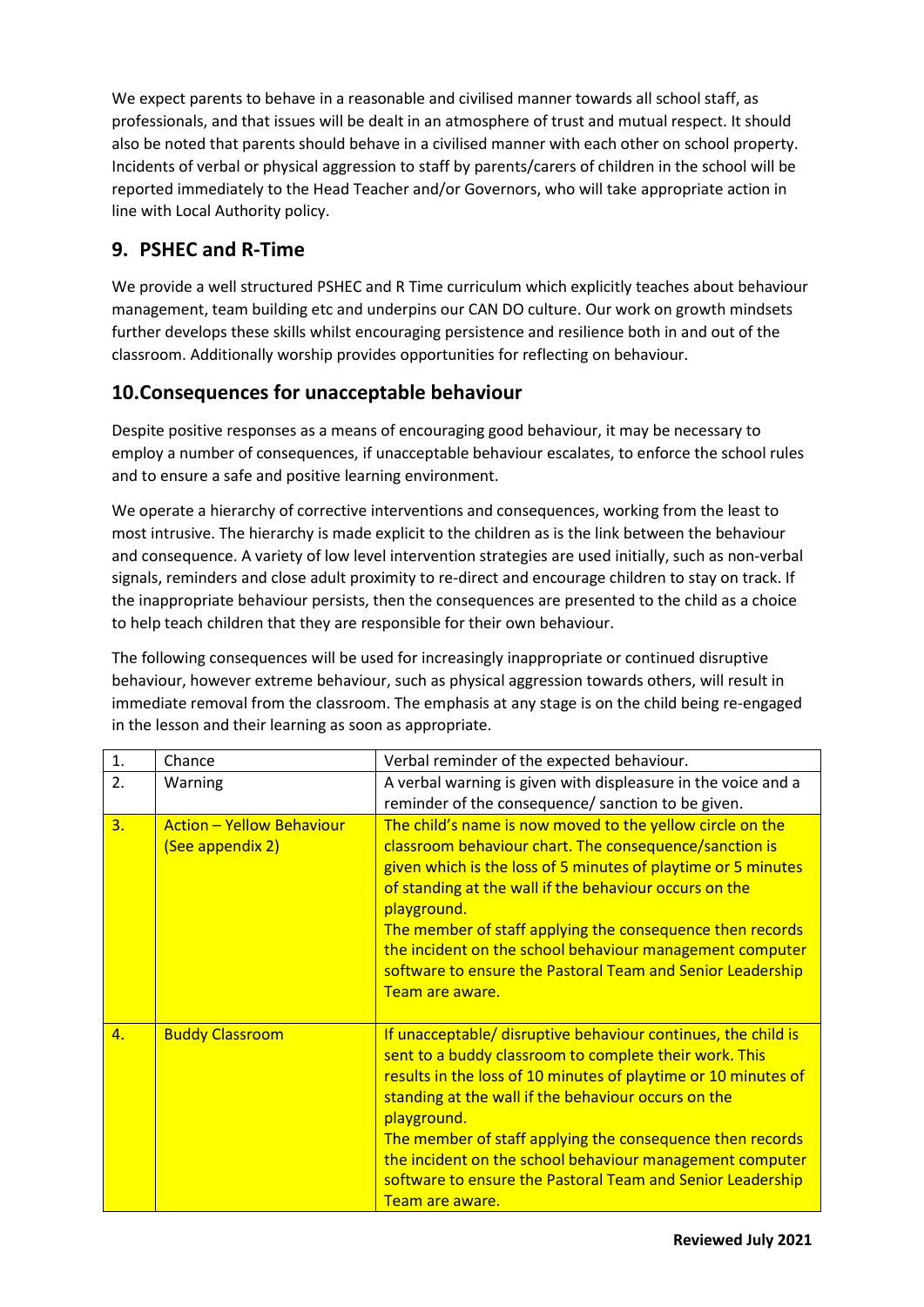We expect parents to behave in a reasonable and civilised manner towards all school staff, as professionals, and that issues will be dealt in an atmosphere of trust and mutual respect. It should also be noted that parents should behave in a civilised manner with each other on school property. Incidents of verbal or physical aggression to staff by parents/carers of children in the school will be reported immediately to the Head Teacher and/or Governors, who will take appropriate action in line with Local Authority policy.

## 9. PSHEC and R-Time

We provide a well structured PSHEC and R Time curriculum which explicitly teaches about behaviour management, team building etc and underpins our CAN DO culture. Our work on growth mindsets further develops these skills whilst encouraging persistence and resilience both in and out of the classroom. Additionally worship provides opportunities for reflecting on behaviour.

## 10. Consequences for unacceptable behaviour

Despite positive responses as a means of encouraging good behaviour, it may be necessary to employ a number of consequences, if unacceptable behaviour escalates, to enforce the school rules and to ensure a safe and positive learning environment.

We operate a hierarchy of corrective interventions and consequences, working from the least to most intrusive. The hierarchy is made explicit to the children as is the link between the behaviour and consequence. A variety of low level intervention strategies are used initially, such as non-verbal signals, reminders and close adult proximity to re-direct and encourage children to stay on track. If the inappropriate behaviour persists, then the consequences are presented to the child as a choice to help teach children that they are responsible for their own behaviour.

The following consequences will be used for increasingly inappropriate or continued disruptive behaviour, however extreme behaviour, such as physical aggression towards others, will result in immediate removal from the classroom. The emphasis at any stage is on the child being re-engaged in the lesson and their learning as soon as appropriate.

| | | |
|---|---|---|
| 1. | Chance | Verbal reminder of the expected behaviour. |
| 2. | Warning | A verbal warning is given with displeasure in the voice and a reminder of the consequence/ sanction to be given. |
| 3. | Action – Yellow Behaviour (See appendix 2) | The child's name is now moved to the yellow circle on the classroom behaviour chart. The consequence/sanction is given which is the loss of 5 minutes of playtime or 5 minutes of standing at the wall if the behaviour occurs on the playground.<br>The member of staff applying the consequence then records the incident on the school behaviour management computer software to ensure the Pastoral Team and Senior Leadership Team are aware. |
| 4. | Buddy Classroom | If unacceptable/ disruptive behaviour continues, the child is sent to a buddy classroom to complete their work. This results in the loss of 10 minutes of playtime or 10 minutes of standing at the wall if the behaviour occurs on the playground.<br>The member of staff applying the consequence then records the incident on the school behaviour management computer software to ensure the Pastoral Team and Senior Leadership Team are aware. |

**Reviewed July 2021**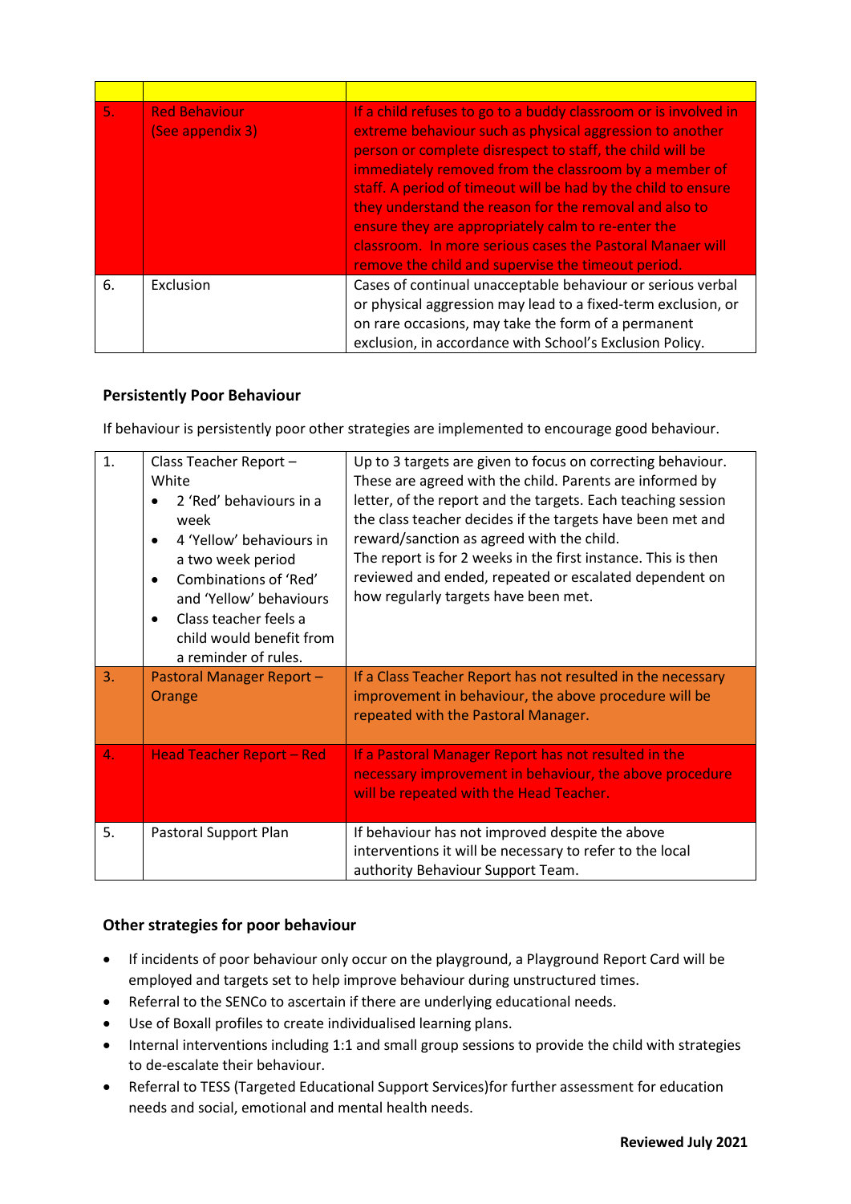| | | |
|---|---|---|
| 5. | Red Behaviour (See appendix 3) | If a child refuses to go to a buddy classroom or is involved in extreme behaviour such as physical aggression to another person or complete disrespect to staff, the child will be immediately removed from the classroom by a member of staff. A period of timeout will be had by the child to ensure they understand the reason for the removal and also to ensure they are appropriately calm to re-enter the classroom. In more serious cases the Pastoral Manaer will remove the child and supervise the timeout period. |
| 6. | Exclusion | Cases of continual unacceptable behaviour or serious verbal or physical aggression may lead to a fixed-term exclusion, or on rare occasions, may take the form of a permanent exclusion, in accordance with School's Exclusion Policy. |

### Persistently Poor Behaviour

If behaviour is persistently poor other strategies are implemented to encourage good behaviour.

| | | |
|---|---|---|
| 1. | Class Teacher Report – White<br>• 2 'Red' behaviours in a week<br>• 4 'Yellow' behaviours in a two week period<br>• Combinations of 'Red' and 'Yellow' behaviours<br>• Class teacher feels a child would benefit from a reminder of rules. | Up to 3 targets are given to focus on correcting behaviour. These are agreed with the child. Parents are informed by letter, of the report and the targets. Each teaching session the class teacher decides if the targets have been met and reward/sanction as agreed with the child.<br>The report is for 2 weeks in the first instance. This is then reviewed and ended, repeated or escalated dependent on how regularly targets have been met. |
| 3. | Pastoral Manager Report – Orange | If a Class Teacher Report has not resulted in the necessary improvement in behaviour, the above procedure will be repeated with the Pastoral Manager. |
| 4. | Head Teacher Report – Red | If a Pastoral Manager Report has not resulted in the necessary improvement in behaviour, the above procedure will be repeated with the Head Teacher. |
| 5. | Pastoral Support Plan | If behaviour has not improved despite the above interventions it will be necessary to refer to the local authority Behaviour Support Team. |

### Other strategies for poor behaviour

- If incidents of poor behaviour only occur on the playground, a Playground Report Card will be employed and targets set to help improve behaviour during unstructured times.
- Referral to the SENCo to ascertain if there are underlying educational needs.
- Use of Boxall profiles to create individualised learning plans.
- Internal interventions including 1:1 and small group sessions to provide the child with strategies to de-escalate their behaviour.
- Referral to TESS (Targeted Educational Support Services)for further assessment for education needs and social, emotional and mental health needs.

**Reviewed July 2021**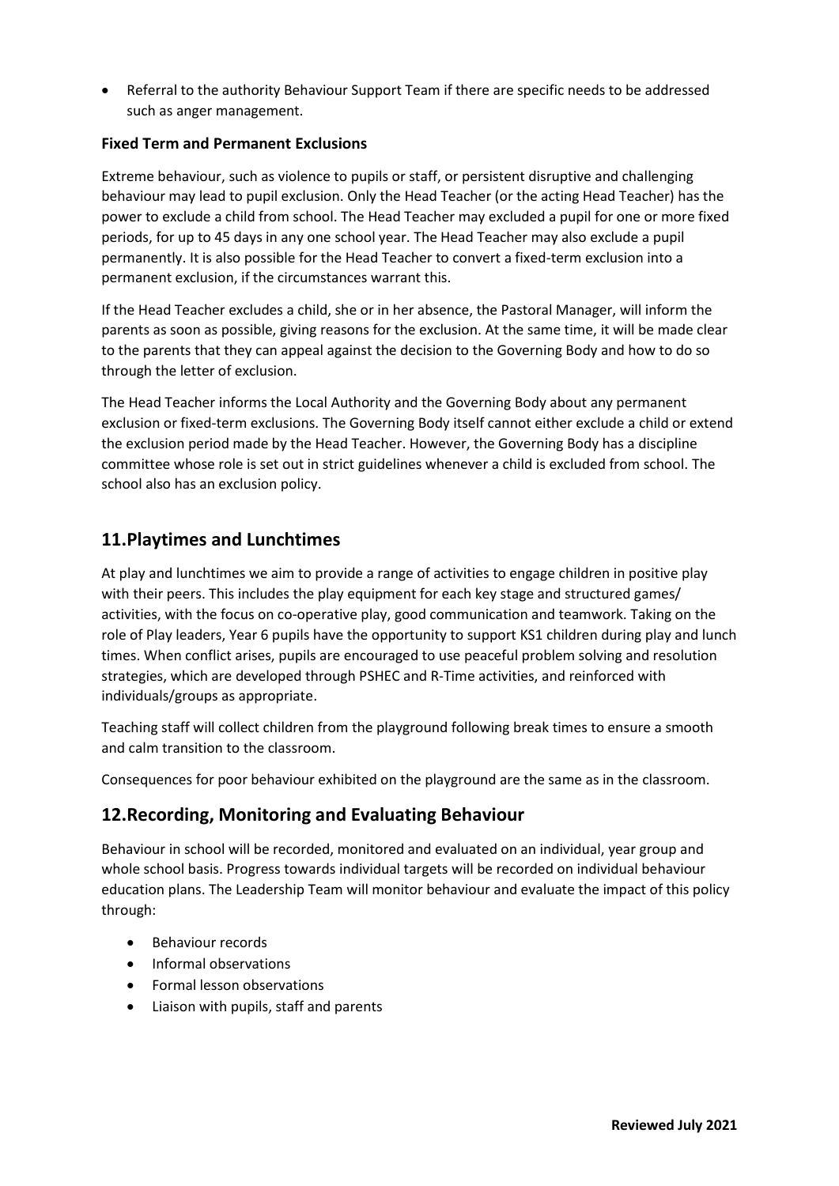- Referral to the authority Behaviour Support Team if there are specific needs to be addressed such as anger management.

**Fixed Term and Permanent Exclusions**

Extreme behaviour, such as violence to pupils or staff, or persistent disruptive and challenging behaviour may lead to pupil exclusion. Only the Head Teacher (or the acting Head Teacher) has the power to exclude a child from school. The Head Teacher may excluded a pupil for one or more fixed periods, for up to 45 days in any one school year. The Head Teacher may also exclude a pupil permanently. It is also possible for the Head Teacher to convert a fixed-term exclusion into a permanent exclusion, if the circumstances warrant this.

If the Head Teacher excludes a child, she or in her absence, the Pastoral Manager, will inform the parents as soon as possible, giving reasons for the exclusion. At the same time, it will be made clear to the parents that they can appeal against the decision to the Governing Body and how to do so through the letter of exclusion.

The Head Teacher informs the Local Authority and the Governing Body about any permanent exclusion or fixed-term exclusions. The Governing Body itself cannot either exclude a child or extend the exclusion period made by the Head Teacher. However, the Governing Body has a discipline committee whose role is set out in strict guidelines whenever a child is excluded from school. The school also has an exclusion policy.

## 11.Playtimes and Lunchtimes

At play and lunchtimes we aim to provide a range of activities to engage children in positive play with their peers. This includes the play equipment for each key stage and structured games/ activities, with the focus on co-operative play, good communication and teamwork. Taking on the role of Play leaders, Year 6 pupils have the opportunity to support KS1 children during play and lunch times. When conflict arises, pupils are encouraged to use peaceful problem solving and resolution strategies, which are developed through PSHEC and R-Time activities, and reinforced with individuals/groups as appropriate.

Teaching staff will collect children from the playground following break times to ensure a smooth and calm transition to the classroom.

Consequences for poor behaviour exhibited on the playground are the same as in the classroom.

## 12.Recording, Monitoring and Evaluating Behaviour

Behaviour in school will be recorded, monitored and evaluated on an individual, year group and whole school basis. Progress towards individual targets will be recorded on individual behaviour education plans. The Leadership Team will monitor behaviour and evaluate the impact of this policy through:

- Behaviour records
- Informal observations
- Formal lesson observations
- Liaison with pupils, staff and parents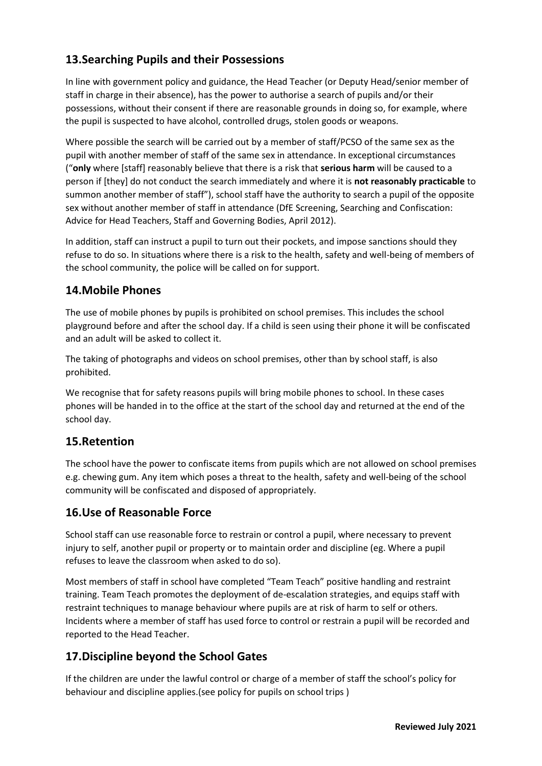## 13.Searching Pupils and their Possessions

In line with government policy and guidance, the Head Teacher (or Deputy Head/senior member of staff in charge in their absence), has the power to authorise a search of pupils and/or their possessions, without their consent if there are reasonable grounds in doing so, for example, where the pupil is suspected to have alcohol, controlled drugs, stolen goods or weapons.

Where possible the search will be carried out by a member of staff/PCSO of the same sex as the pupil with another member of staff of the same sex in attendance. In exceptional circumstances ("**only** where [staff] reasonably believe that there is a risk that **serious harm** will be caused to a person if [they] do not conduct the search immediately and where it is **not reasonably practicable** to summon another member of staff"), school staff have the authority to search a pupil of the opposite sex without another member of staff in attendance (DfE Screening, Searching and Confiscation: Advice for Head Teachers, Staff and Governing Bodies, April 2012).

In addition, staff can instruct a pupil to turn out their pockets, and impose sanctions should they refuse to do so. In situations where there is a risk to the health, safety and well-being of members of the school community, the police will be called on for support.

## 14.Mobile Phones

The use of mobile phones by pupils is prohibited on school premises. This includes the school playground before and after the school day. If a child is seen using their phone it will be confiscated and an adult will be asked to collect it.

The taking of photographs and videos on school premises, other than by school staff, is also prohibited.

We recognise that for safety reasons pupils will bring mobile phones to school. In these cases phones will be handed in to the office at the start of the school day and returned at the end of the school day.

## 15.Retention

The school have the power to confiscate items from pupils which are not allowed on school premises e.g. chewing gum. Any item which poses a threat to the health, safety and well-being of the school community will be confiscated and disposed of appropriately.

## 16.Use of Reasonable Force

School staff can use reasonable force to restrain or control a pupil, where necessary to prevent injury to self, another pupil or property or to maintain order and discipline (eg. Where a pupil refuses to leave the classroom when asked to do so).

Most members of staff in school have completed "Team Teach" positive handling and restraint training. Team Teach promotes the deployment of de-escalation strategies, and equips staff with restraint techniques to manage behaviour where pupils are at risk of harm to self or others. Incidents where a member of staff has used force to control or restrain a pupil will be recorded and reported to the Head Teacher.

## 17.Discipline beyond the School Gates

If the children are under the lawful control or charge of a member of staff the school's policy for behaviour and discipline applies.(see policy for pupils on school trips )

**Reviewed July 2021**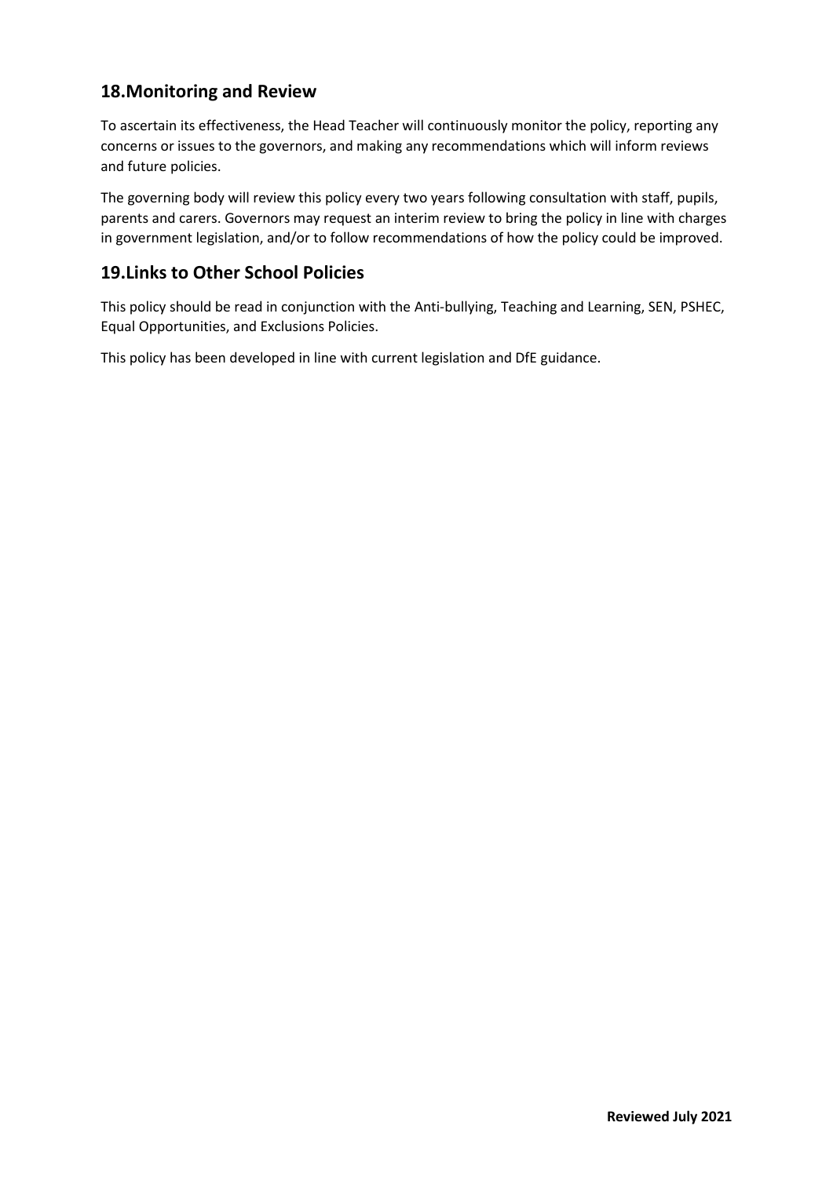## 18.Monitoring and Review

To ascertain its effectiveness, the Head Teacher will continuously monitor the policy, reporting any concerns or issues to the governors, and making any recommendations which will inform reviews and future policies.

The governing body will review this policy every two years following consultation with staff, pupils, parents and carers. Governors may request an interim review to bring the policy in line with charges in government legislation, and/or to follow recommendations of how the policy could be improved.

## 19.Links to Other School Policies

This policy should be read in conjunction with the Anti-bullying, Teaching and Learning, SEN, PSHEC, Equal Opportunities, and Exclusions Policies.

This policy has been developed in line with current legislation and DfE guidance.

**Reviewed July 2021**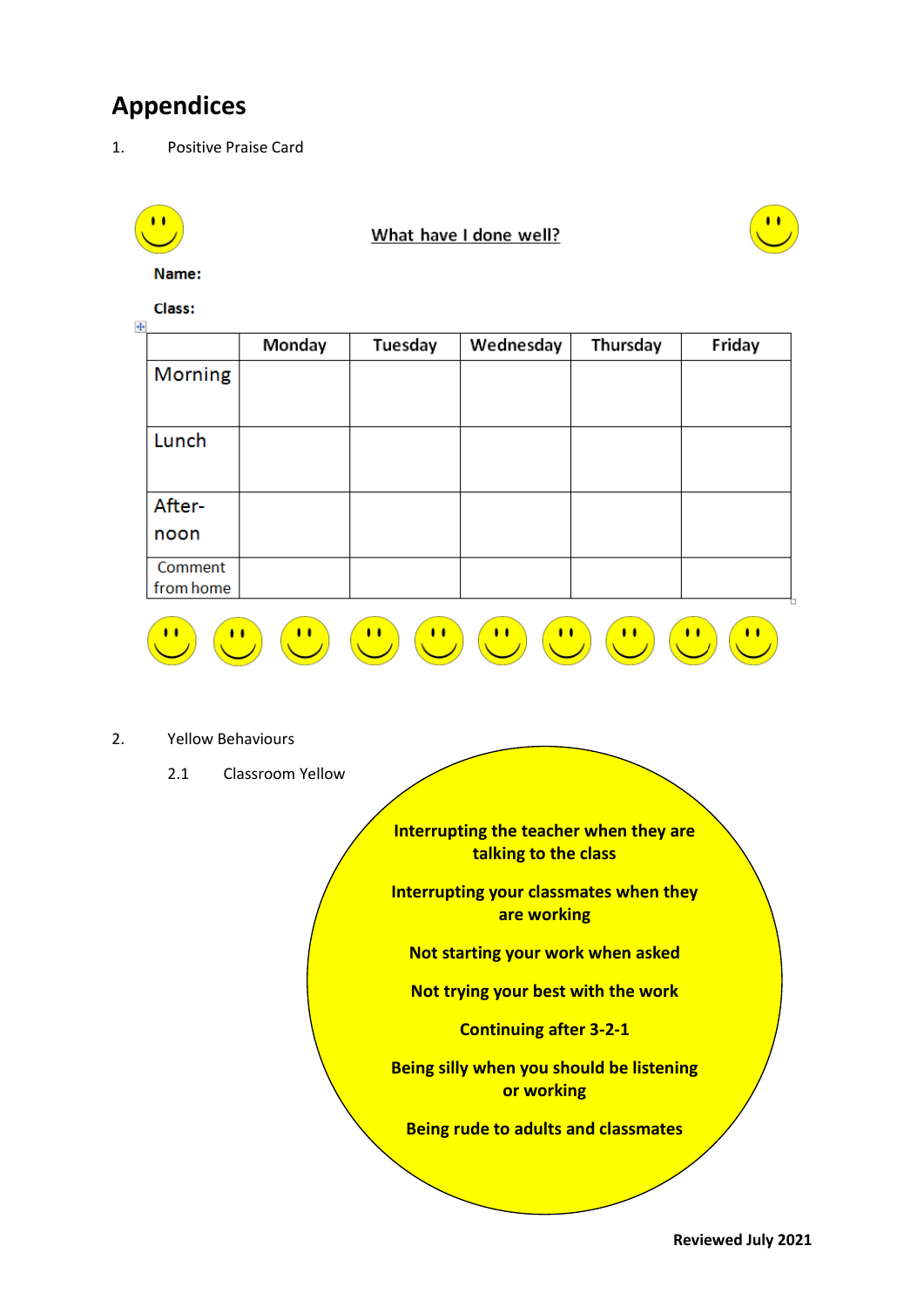# Appendices

1. Positive Praise Card

**What have I done well?**

**Name:**

**Class:**

| | Monday | Tuesday | Wednesday | Thursday | Friday |
|---|---|---|---|---|---|
| Morning | | | | | |
| Lunch | | | | | |
| After-noon | | | | | |
| Comment from home | | | | | |

2. Yellow Behaviours

2.1 Classroom Yellow

**Interrupting the teacher when they are talking to the class**

**Interrupting your classmates when they are working**

**Not starting your work when asked**

**Not trying your best with the work**

**Continuing after 3-2-1**

**Being silly when you should be listening or working**

**Being rude to adults and classmates**

**Reviewed July 2021**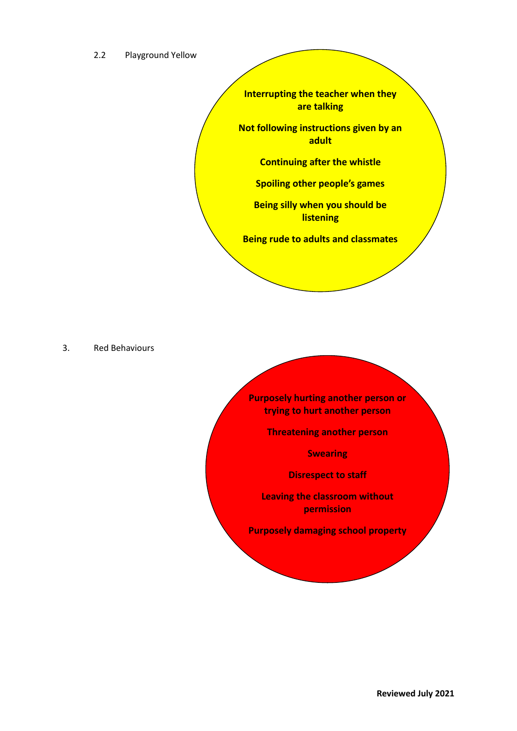2.2 Playground Yellow

**Interrupting the teacher when they are talking**

**Not following instructions given by an adult**

**Continuing after the whistle**

**Spoiling other people's games**

**Being silly when you should be listening**

**Being rude to adults and classmates**

3. Red Behaviours

**Purposely hurting another person or trying to hurt another person**

**Threatening another person**

**Swearing**

**Disrespect to staff**

**Leaving the classroom without permission**

**Purposely damaging school property**

**Reviewed July 2021**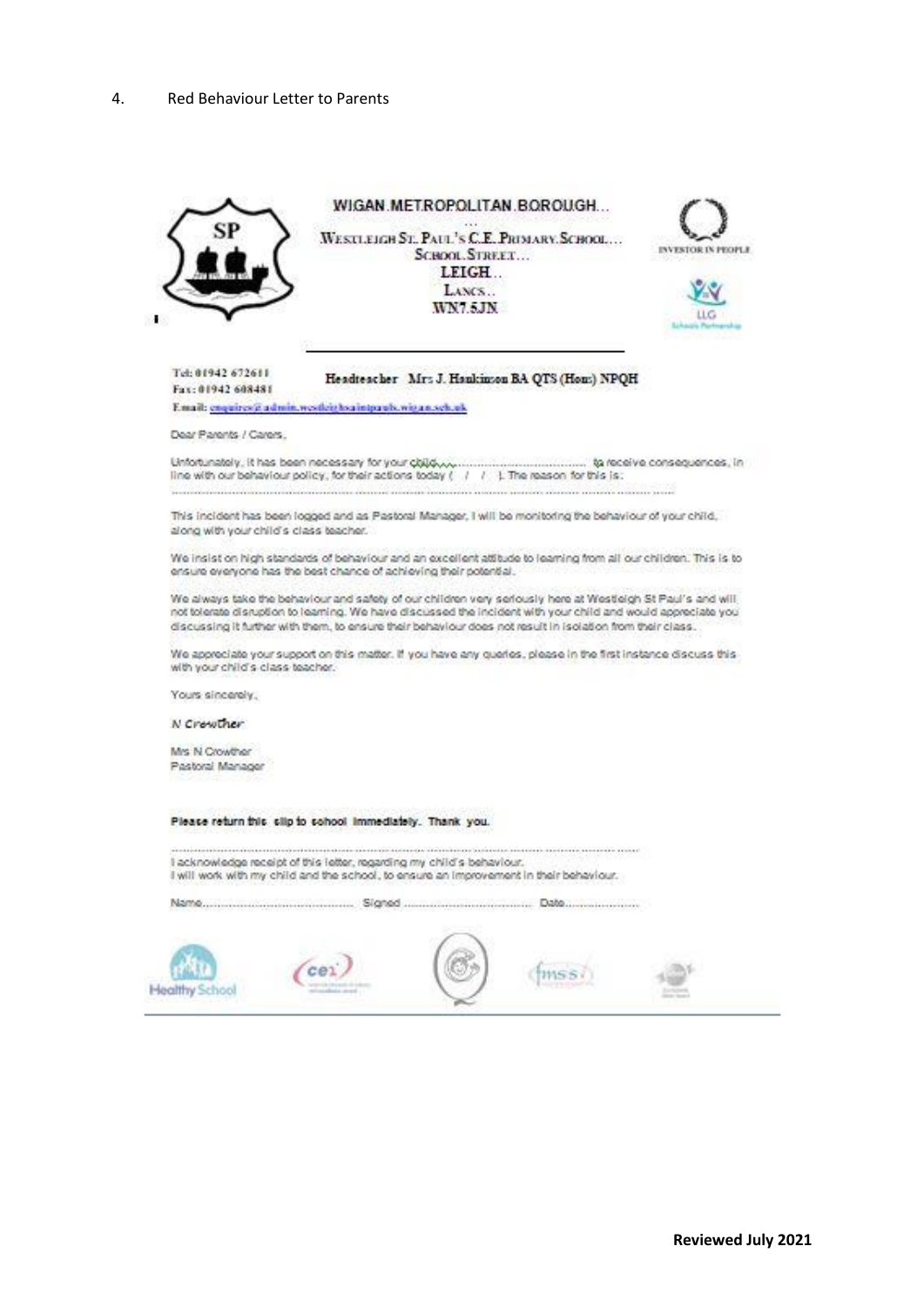4. Red Behaviour Letter to Parents

WIGAN METROPOLITAN BOROUGH...

WESTLEIGH ST. PAUL'S C.E. PRIMARY SCHOOL...
SCHOOL STREET...
LEIGH..
LANCS..
WN7 5JN

INVESTOR IN PEOPLE

LLG Schools Partnership

Tel: 01942 672611
Fax: 01942 608481

Headteacher Mrs J. Haukinson BA QTS (Hons) NPQH

E-mail: enquires@admin.westleighsaintpauls.wigan.sch.uk

Dear Parents / Carers,

Unfortunately, it has been necessary for your child.................................... to receive consequences, in line with our behaviour policy, for their actions today ( / / ). The reason for this is:
..........................................................................................................................

This incident has been logged and as Pastoral Manager, I will be monitoring the behaviour of your child, along with your child's class teacher.

We insist on high standards of behaviour and an excellent attitude to learning from all our children. This is to ensure everyone has the best chance of achieving their potential.

We always take the behaviour and safety of our children very seriously here at Westleigh St Paul's and will not tolerate disruption to learning. We have discussed the incident with your child and would appreciate you discussing it further with them, to ensure their behaviour does not result in isolation from their class.

We appreciate your support on this matter. If you have any queries, please in the first instance discuss this with your child's class teacher.

Yours sincerely,

*N Crowther*

Mrs N Crowther
Pastoral Manager

**Please return this slip to school immediately. Thank you.**

..........................................................................................................................

I acknowledge receipt of this letter, regarding my child's behaviour.
I will work with my child and the school, to ensure an improvement in their behaviour.

Name.......................................... Signed ...................................... Date.....................

Healthy School

**Reviewed July 2021**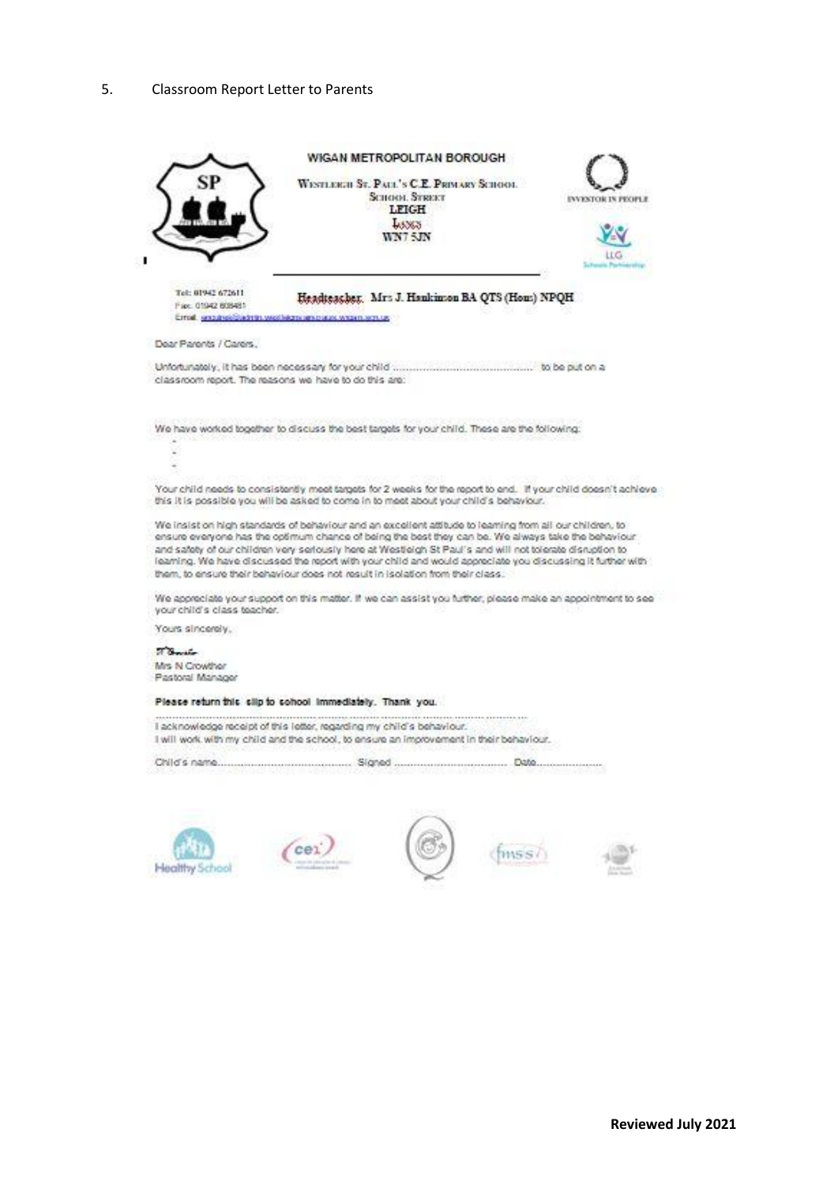5. Classroom Report Letter to Parents

WIGAN METROPOLITAN BOROUGH

WESTLEIGH ST. PAUL'S C.E. PRIMARY SCHOOL
SCHOOL STREET
LEIGH
LANCS
WN7 5JN

INVESTOR IN PEOPLE

LLG Schools Partnership

Tel: 01942 672611
Fax: 01942 608481
Email: enquiries@admin.westleighstpauls.wigan.sch.uk

Headteacher. Mrs J. Hankinson BA QTS (Hons) NPQH

Dear Parents / Carers,

Unfortunately, it has been necessary for your child ............................................ to be put on a classroom report. The reasons we have to do this are:

We have worked together to discuss the best targets for your child. These are the following:

-
-
-

Your child needs to consistently meet targets for 2 weeks for the report to end. If your child doesn't achieve this it is possible you will be asked to come in to meet about your child's behaviour.

We insist on high standards of behaviour and an excellent attitude to learning from all our children, to ensure everyone has the optimum chance of being the best they can be. We always take the behaviour and safety of our children very seriously here at Westleigh St Paul's and will not tolerate disruption to learning. We have discussed the report with your child and would appreciate you discussing it further with them, to ensure their behaviour does not result in isolation from their class.

We appreciate your support on this matter. If we can assist you further, please make an appointment to see your child's class teacher.

Yours sincerely,

N Crowther

Mrs N Crowther
Pastoral Manager

**Please return this slip to school immediately. Thank you.**

..........................................................................................................

I acknowledge receipt of this letter, regarding my child's behaviour.
I will work with my child and the school, to ensure an improvement in their behaviour.

Child's name............................................ Signed .................................... Date......................

Healthy School

**Reviewed July 2021**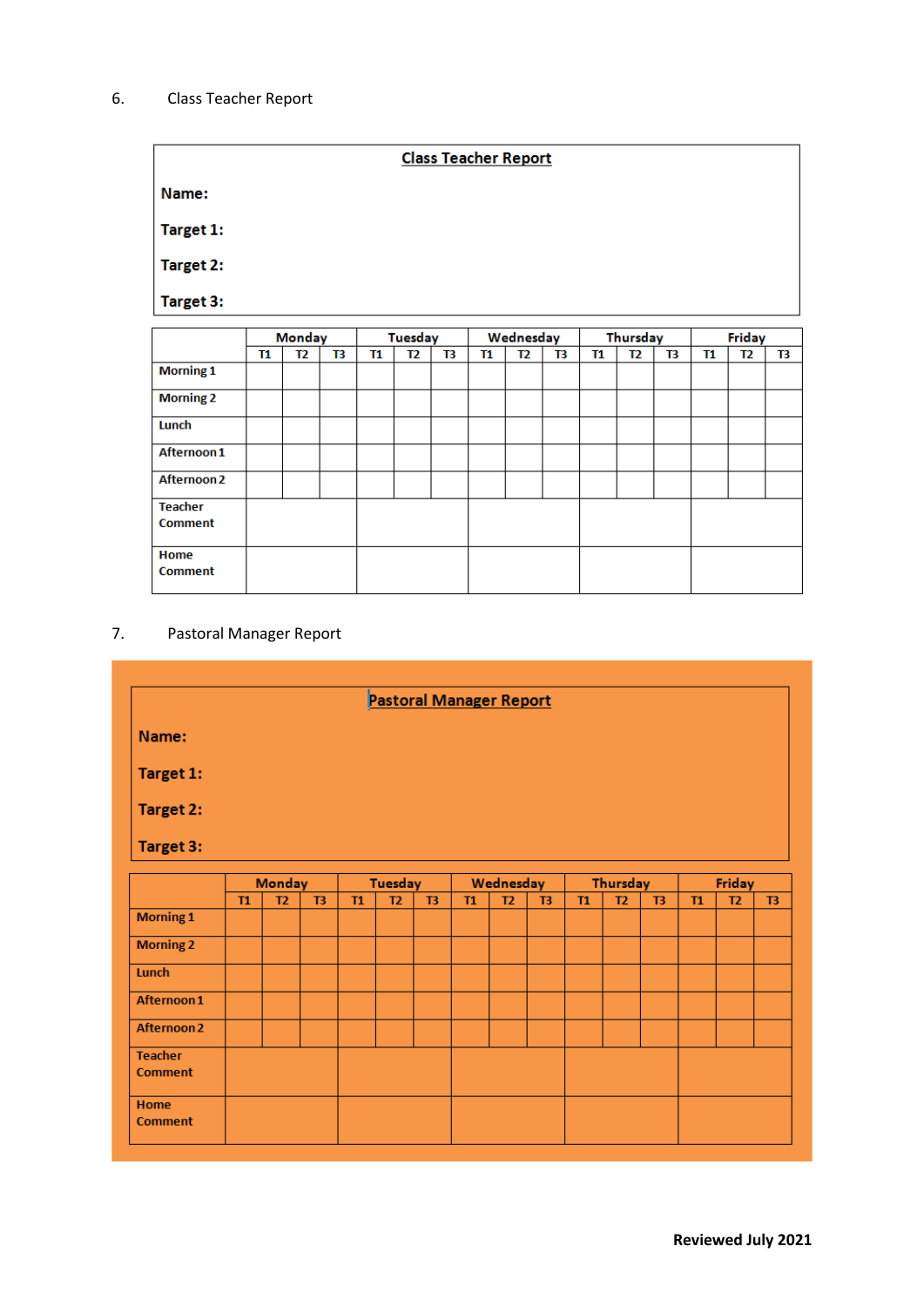6. Class Teacher Report

**<u>Class Teacher Report</u>**

**Name:**

**Target 1:**

**Target 2:**

**Target 3:**

| | Monday | | | Tuesday | | | Wednesday | | | Thursday | | | Friday | | |
|---|---|---|---|---|---|---|---|---|---|---|---|---|---|---|---|
| | T1 | T2 | T3 | T1 | T2 | T3 | T1 | T2 | T3 | T1 | T2 | T3 | T1 | T2 | T3 |
| Morning 1 | | | | | | | | | | | | | | | |
| Morning 2 | | | | | | | | | | | | | | | |
| Lunch | | | | | | | | | | | | | | | |
| Afternoon 1 | | | | | | | | | | | | | | | |
| Afternoon 2 | | | | | | | | | | | | | | | |
| Teacher Comment | | | | | | | | | | | | | | | |
| Home Comment | | | | | | | | | | | | | | | |

7. Pastoral Manager Report

**<u>Pastoral Manager Report</u>**

**Name:**

**Target 1:**

**Target 2:**

**Target 3:**

| | Monday | | | Tuesday | | | Wednesday | | | Thursday | | | Friday | | |
|---|---|---|---|---|---|---|---|---|---|---|---|---|---|---|---|
| | T1 | T2 | T3 | T1 | T2 | T3 | T1 | T2 | T3 | T1 | T2 | T3 | T1 | T2 | T3 |
| Morning 1 | | | | | | | | | | | | | | | |
| Morning 2 | | | | | | | | | | | | | | | |
| Lunch | | | | | | | | | | | | | | | |
| Afternoon 1 | | | | | | | | | | | | | | | |
| Afternoon 2 | | | | | | | | | | | | | | | |
| Teacher Comment | | | | | | | | | | | | | | | |
| Home Comment | | | | | | | | | | | | | | | |

**Reviewed July 2021**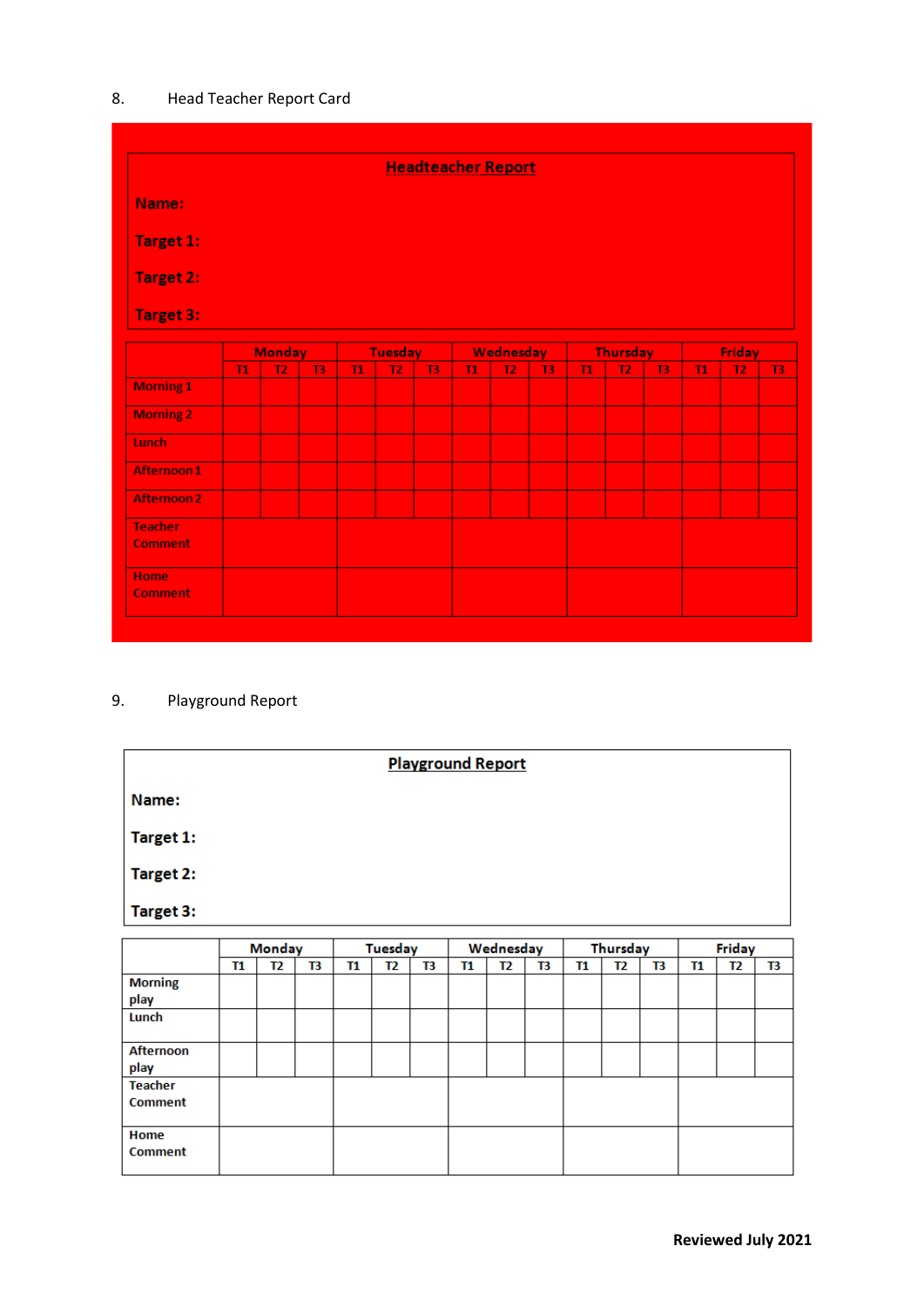8. Head Teacher Report Card

**Headteacher Report**

**Name:**

**Target 1:**

**Target 2:**

**Target 3:**

| | Monday | | | Tuesday | | | Wednesday | | | Thursday | | | Friday | | |
|---|---|---|---|---|---|---|---|---|---|---|---|---|---|---|---|
| | T1 | T2 | T3 | T1 | T2 | T3 | T1 | T2 | T3 | T1 | T2 | T3 | T1 | T2 | T3 |
| Morning 1 | | | | | | | | | | | | | | | |
| Morning 2 | | | | | | | | | | | | | | | |
| Lunch | | | | | | | | | | | | | | | |
| Afternoon 1 | | | | | | | | | | | | | | | |
| Afternoon 2 | | | | | | | | | | | | | | | |
| Teacher Comment | | | | | | | | | | | | | | | |
| Home Comment | | | | | | | | | | | | | | | |

9. Playground Report

**Playground Report**

**Name:**

**Target 1:**

**Target 2:**

**Target 3:**

| | Monday | | | Tuesday | | | Wednesday | | | Thursday | | | Friday | | |
|---|---|---|---|---|---|---|---|---|---|---|---|---|---|---|---|
| | T1 | T2 | T3 | T1 | T2 | T3 | T1 | T2 | T3 | T1 | T2 | T3 | T1 | T2 | T3 |
| Morning play | | | | | | | | | | | | | | | |
| Lunch | | | | | | | | | | | | | | | |
| Afternoon play | | | | | | | | | | | | | | | |
| Teacher Comment | | | | | | | | | | | | | | | |
| Home Comment | | | | | | | | | | | | | | | |

**Reviewed July 2021**